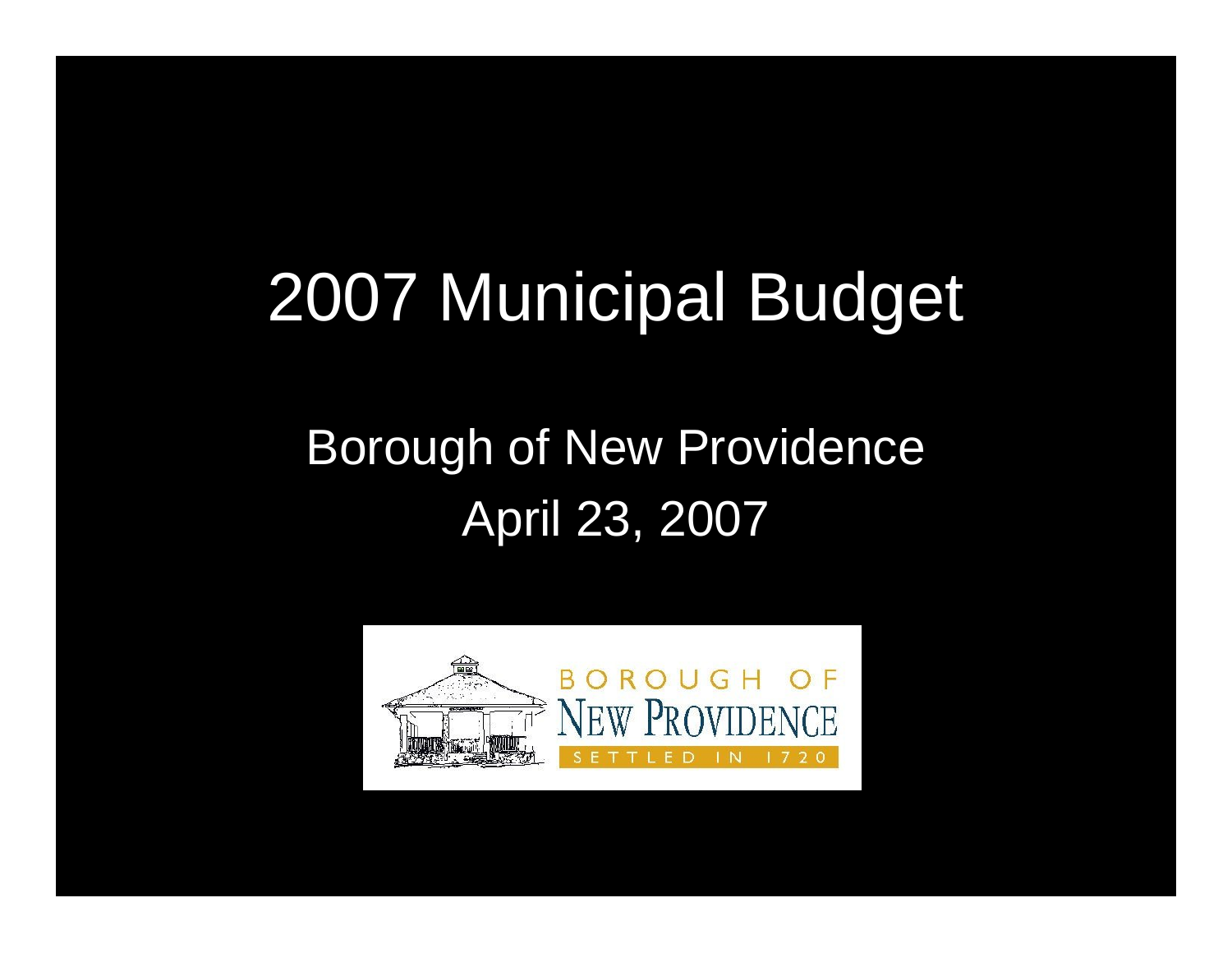# 2007 Municipal Budget

## Borough of New Providence
## April 23, 2007

BOROUGH OF NEW PROVIDENCE SETTLED IN 1720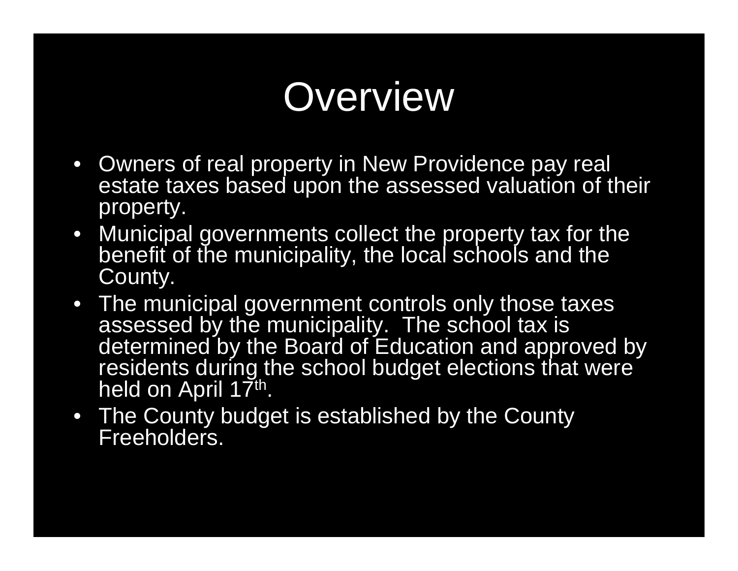# Overview

- Owners of real property in New Providence pay real estate taxes based upon the assessed valuation of their property.
- Municipal governments collect the property tax for the benefit of the municipality, the local schools and the County.
- The municipal government controls only those taxes assessed by the municipality. The school tax is determined by the Board of Education and approved by residents during the school budget elections that were held on April 17th.
- The County budget is established by the County Freeholders.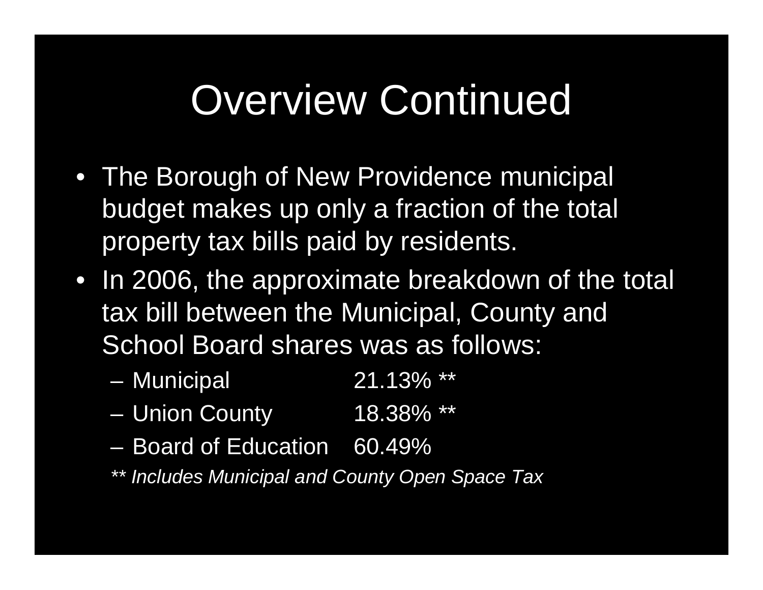# Overview Continued

- The Borough of New Providence municipal budget makes up only a fraction of the total property tax bills paid by residents.
- In 2006, the approximate breakdown of the total tax bill between the Municipal, County and School Board shares was as follows:
  - Municipal 21.13% **
  - Union County 18.38% **
  - Board of Education 60.49%

  *** Includes Municipal and County Open Space Tax*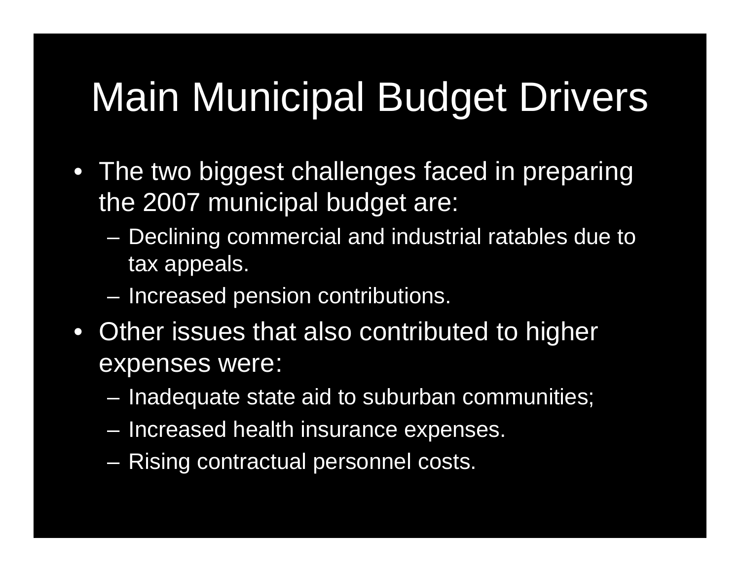# Main Municipal Budget Drivers

- The two biggest challenges faced in preparing the 2007 municipal budget are:
  - Declining commercial and industrial ratables due to tax appeals.
  - Increased pension contributions.
- Other issues that also contributed to higher expenses were:
  - Inadequate state aid to suburban communities;
  - Increased health insurance expenses.
  - Rising contractual personnel costs.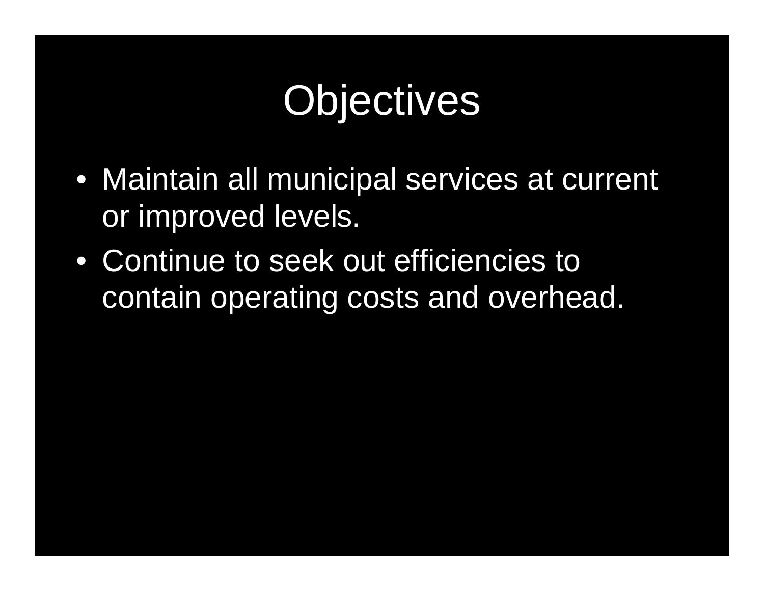# Objectives

- Maintain all municipal services at current or improved levels.
- Continue to seek out efficiencies to contain operating costs and overhead.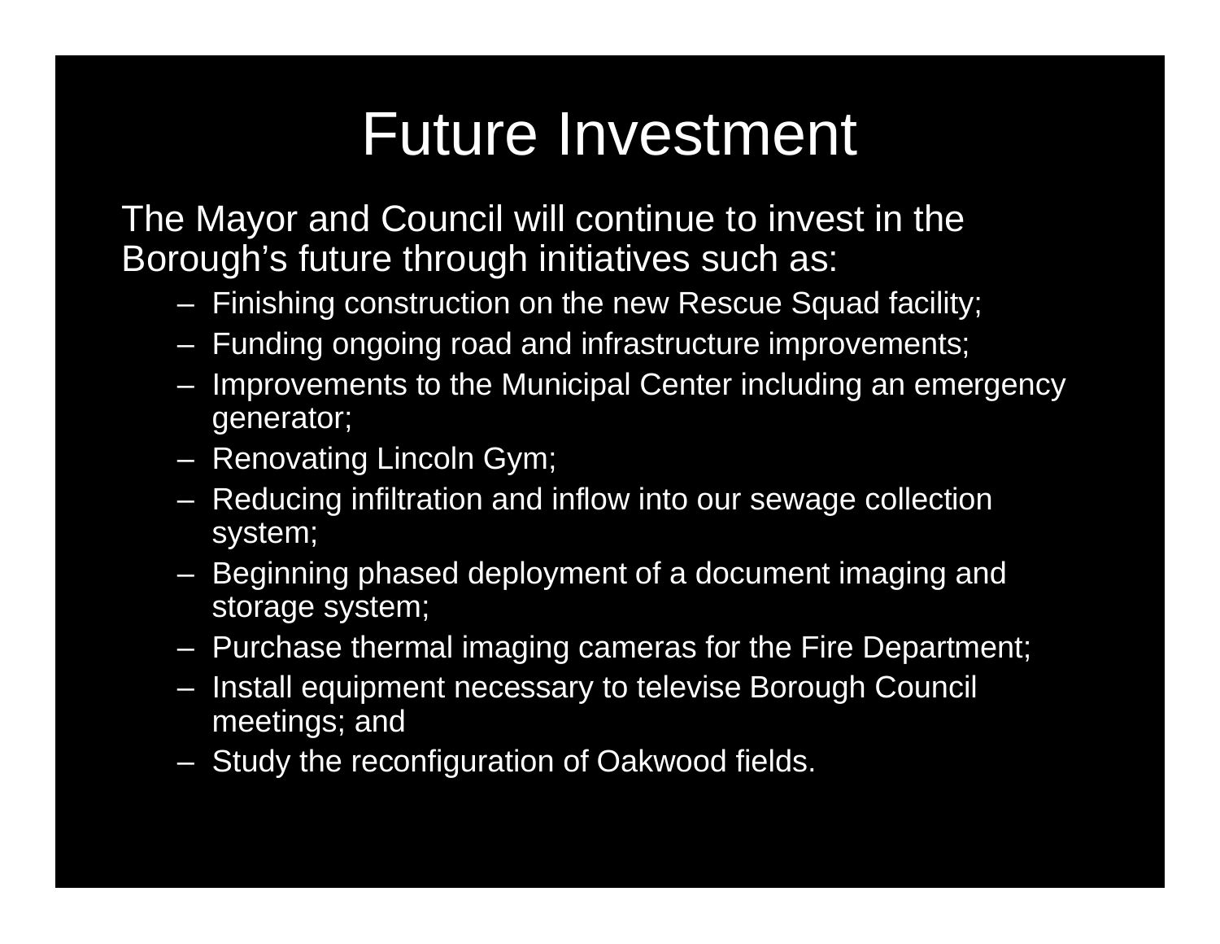# Future Investment

The Mayor and Council will continue to invest in the Borough's future through initiatives such as:

- Finishing construction on the new Rescue Squad facility;
- Funding ongoing road and infrastructure improvements;
- Improvements to the Municipal Center including an emergency generator;
- Renovating Lincoln Gym;
- Reducing infiltration and inflow into our sewage collection system;
- Beginning phased deployment of a document imaging and storage system;
- Purchase thermal imaging cameras for the Fire Department;
- Install equipment necessary to televise Borough Council meetings; and
- Study the reconfiguration of Oakwood fields.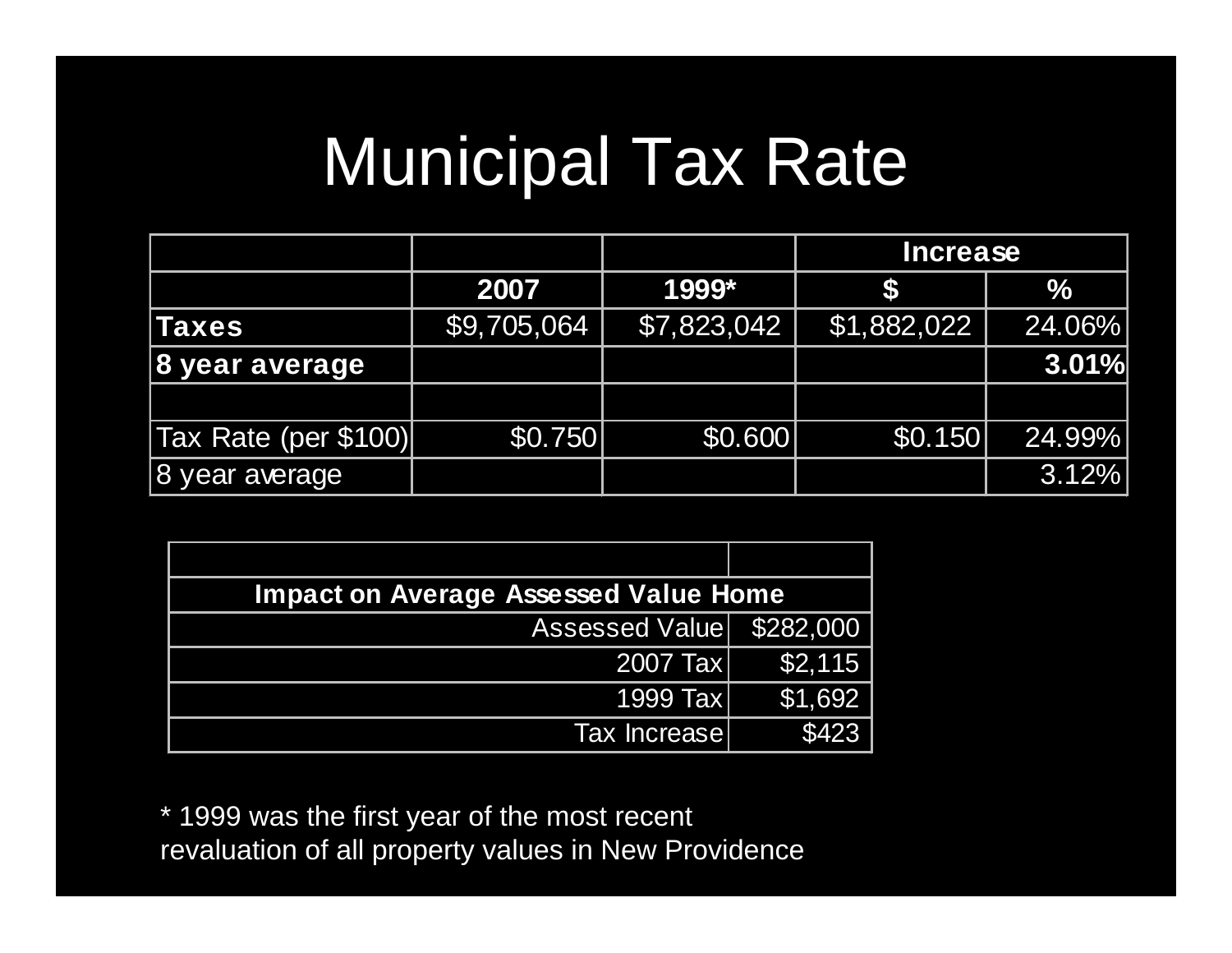# Municipal Tax Rate

| | | | Increase | |
|---|---|---|---|---|
| | **2007** | **1999*** | **$** | **%** |
| **Taxes** | $9,705,064 | $7,823,042 | $1,882,022 | 24.06% |
| **8 year average** | | | | **3.01%** |
| | | | | |
| Tax Rate (per $100) | $0.750 | $0.600 | $0.150 | 24.99% |
| 8 year average | | | | 3.12% |

| **Impact on Average Assessed Value Home** | |
|---|---|
| Assessed Value | $282,000 |
| 2007 Tax | $2,115 |
| 1999 Tax | $1,692 |
| Tax Increase | $423 |

* 1999 was the first year of the most recent revaluation of all property values in New Providence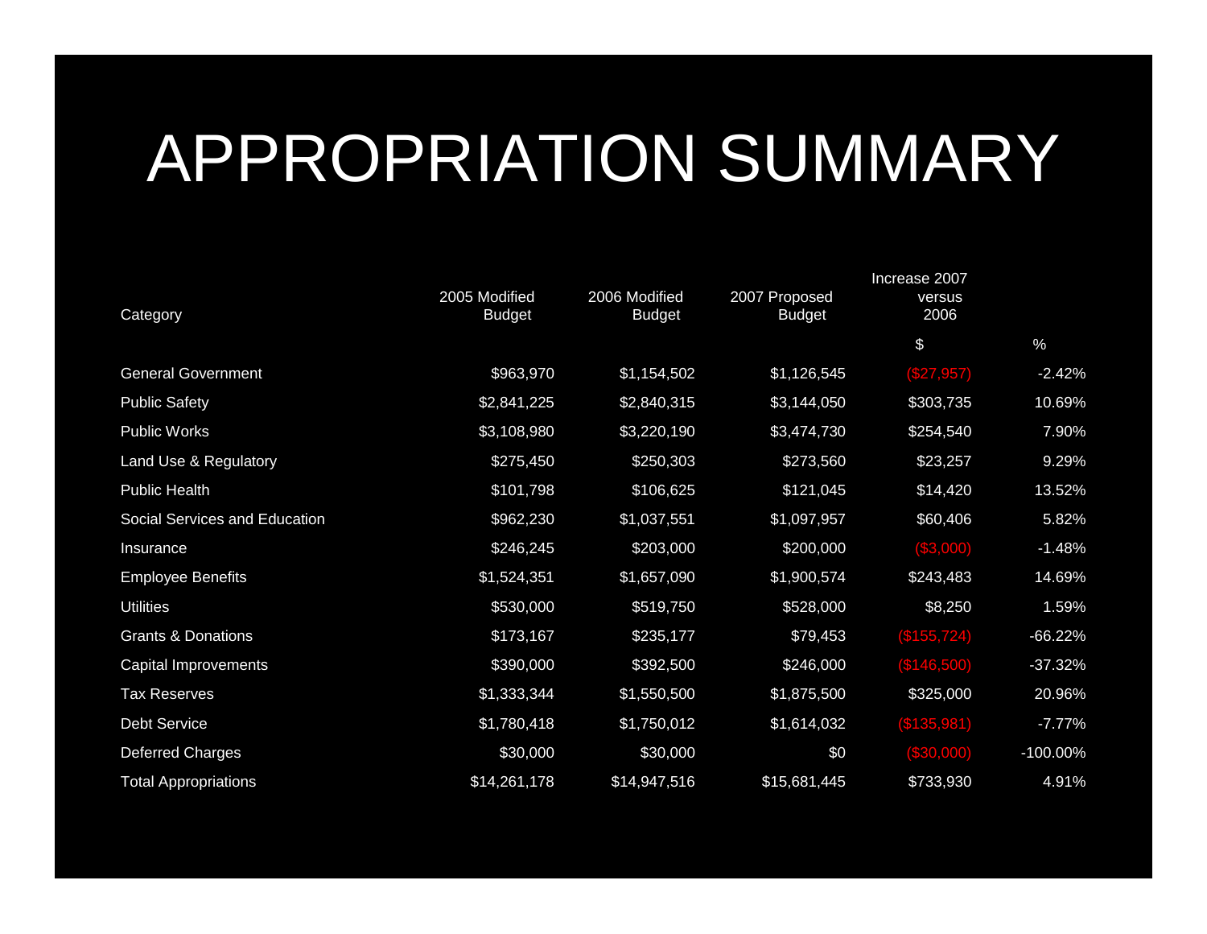# APPROPRIATION SUMMARY

| Category | 2005 Modified Budget | 2006 Modified Budget | 2007 Proposed Budget | Increase 2007 versus 2006 | |
|---|---|---|---|---|---|
| | | | | $ | % |
| General Government | $963,970 | $1,154,502 | $1,126,545 | ($27,957) | -2.42% |
| Public Safety | $2,841,225 | $2,840,315 | $3,144,050 | $303,735 | 10.69% |
| Public Works | $3,108,980 | $3,220,190 | $3,474,730 | $254,540 | 7.90% |
| Land Use & Regulatory | $275,450 | $250,303 | $273,560 | $23,257 | 9.29% |
| Public Health | $101,798 | $106,625 | $121,045 | $14,420 | 13.52% |
| Social Services and Education | $962,230 | $1,037,551 | $1,097,957 | $60,406 | 5.82% |
| Insurance | $246,245 | $203,000 | $200,000 | ($3,000) | -1.48% |
| Employee Benefits | $1,524,351 | $1,657,090 | $1,900,574 | $243,483 | 14.69% |
| Utilities | $530,000 | $519,750 | $528,000 | $8,250 | 1.59% |
| Grants & Donations | $173,167 | $235,177 | $79,453 | ($155,724) | -66.22% |
| Capital Improvements | $390,000 | $392,500 | $246,000 | ($146,500) | -37.32% |
| Tax Reserves | $1,333,344 | $1,550,500 | $1,875,500 | $325,000 | 20.96% |
| Debt Service | $1,780,418 | $1,750,012 | $1,614,032 | ($135,981) | -7.77% |
| Deferred Charges | $30,000 | $30,000 | $0 | ($30,000) | -100.00% |
| Total Appropriations | $14,261,178 | $14,947,516 | $15,681,445 | $733,930 | 4.91% |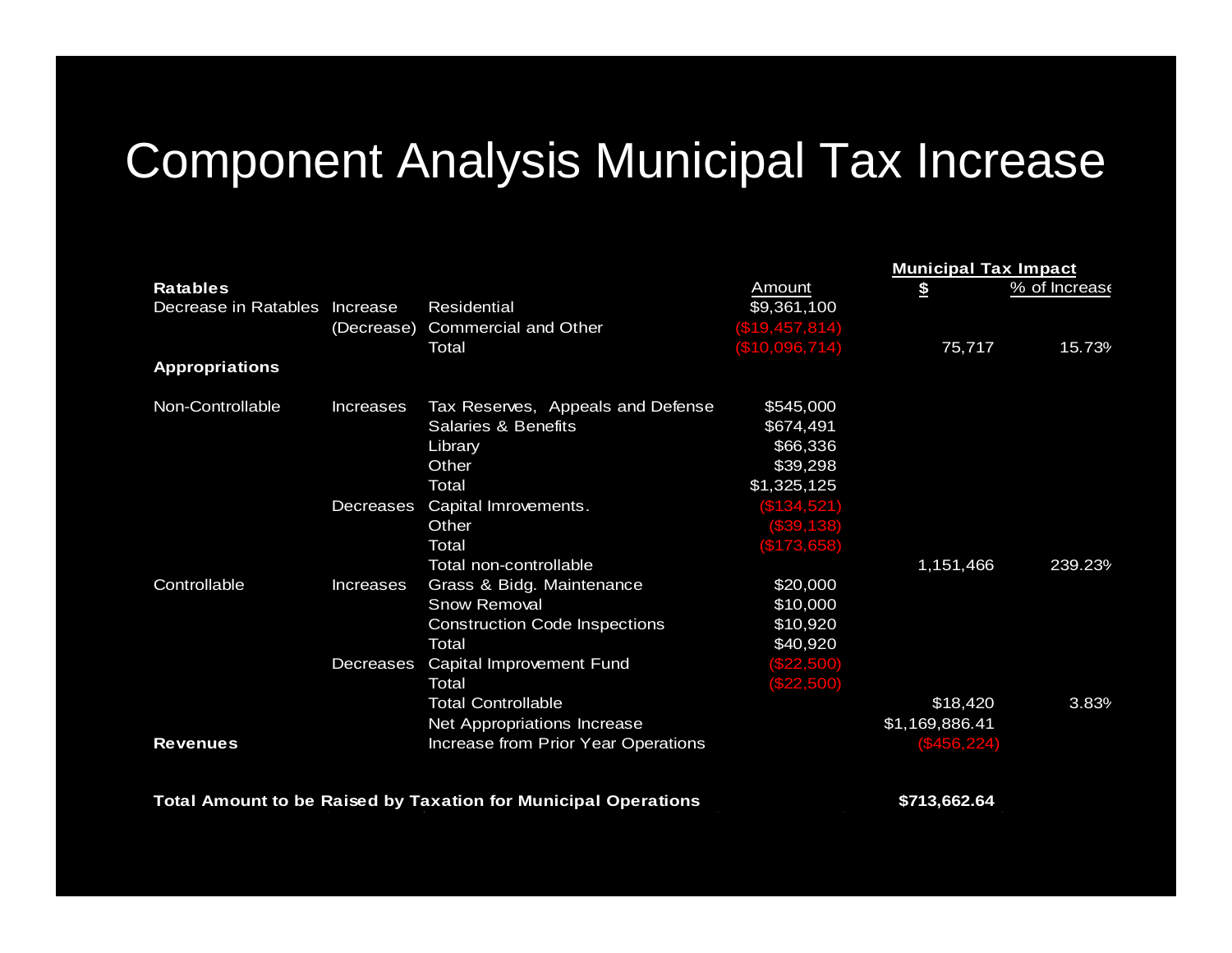# Component Analysis Municipal Tax Increase

| | | | | Municipal Tax Impact | |
|---|---|---|---|---|---|
| **Ratables** | | | Amount | $ | % of Increase |
| Decrease in Ratables | Increase | Residential | $9,361,100 | | |
| | (Decrease) | Commercial and Other | ($19,457,814) | | |
| | | Total | ($10,096,714) | 75,717 | 15.73% |
| **Appropriations** | | | | | |
| Non-Controllable | Increases | Tax Reserves, Appeals and Defense | $545,000 | | |
| | | Salaries & Benefits | $674,491 | | |
| | | Library | $66,336 | | |
| | | Other | $39,298 | | |
| | | Total | $1,325,125 | | |
| | Decreases | Capital Imrovements. | ($134,521) | | |
| | | Other | ($39,138) | | |
| | | Total | ($173,658) | | |
| | | Total non-controllable | | 1,151,466 | 239.23% |
| Controllable | Increases | Grass & Bidg. Maintenance | $20,000 | | |
| | | Snow Removal | $10,000 | | |
| | | Construction Code Inspections | $10,920 | | |
| | | Total | $40,920 | | |
| | Decreases | Capital Improvement Fund | ($22,500) | | |
| | | Total | ($22,500) | | |
| | | Total Controllable | | $18,420 | 3.83% |
| | | Net Appropriations Increase | | $1,169,886.41 | |
| **Revenues** | | Increase from Prior Year Operations | | ($456,224) | |
| **Total Amount to be Raised by Taxation for Municipal Operations** | | | | **$713,662.64** | |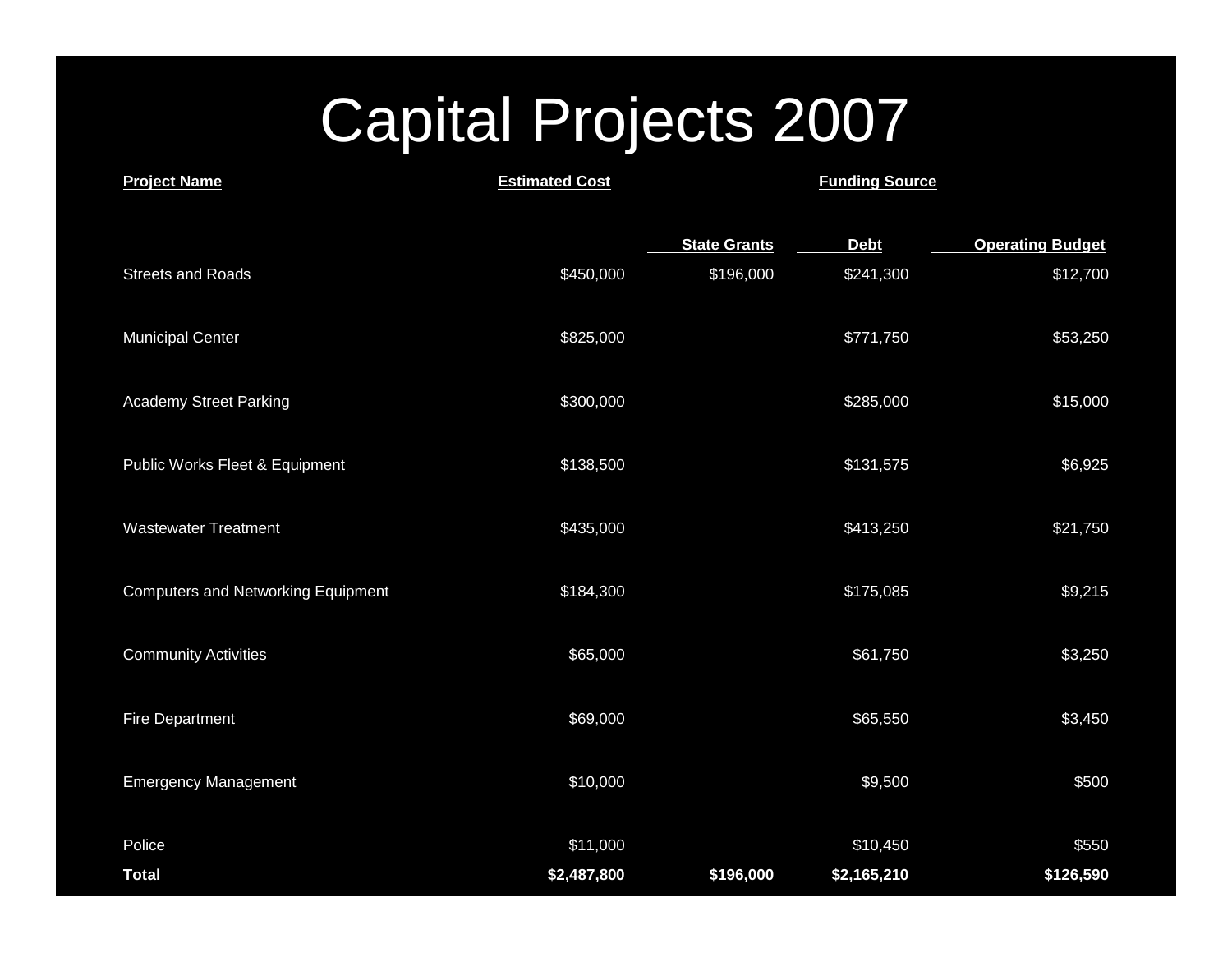# Capital Projects 2007

| Project Name | Estimated Cost | Funding Source | | |
|---|---|---|---|---|
| | | State Grants | Debt | Operating Budget |
| Streets and Roads | $450,000 | $196,000 | $241,300 | $12,700 |
| Municipal Center | $825,000 | | $771,750 | $53,250 |
| Academy Street Parking | $300,000 | | $285,000 | $15,000 |
| Public Works Fleet & Equipment | $138,500 | | $131,575 | $6,925 |
| Wastewater Treatment | $435,000 | | $413,250 | $21,750 |
| Computers and Networking Equipment | $184,300 | | $175,085 | $9,215 |
| Community Activities | $65,000 | | $61,750 | $3,250 |
| Fire Department | $69,000 | | $65,550 | $3,450 |
| Emergency Management | $10,000 | | $9,500 | $500 |
| Police | $11,000 | | $10,450 | $550 |
| **Total** | **$2,487,800** | **$196,000** | **$2,165,210** | **$126,590** |